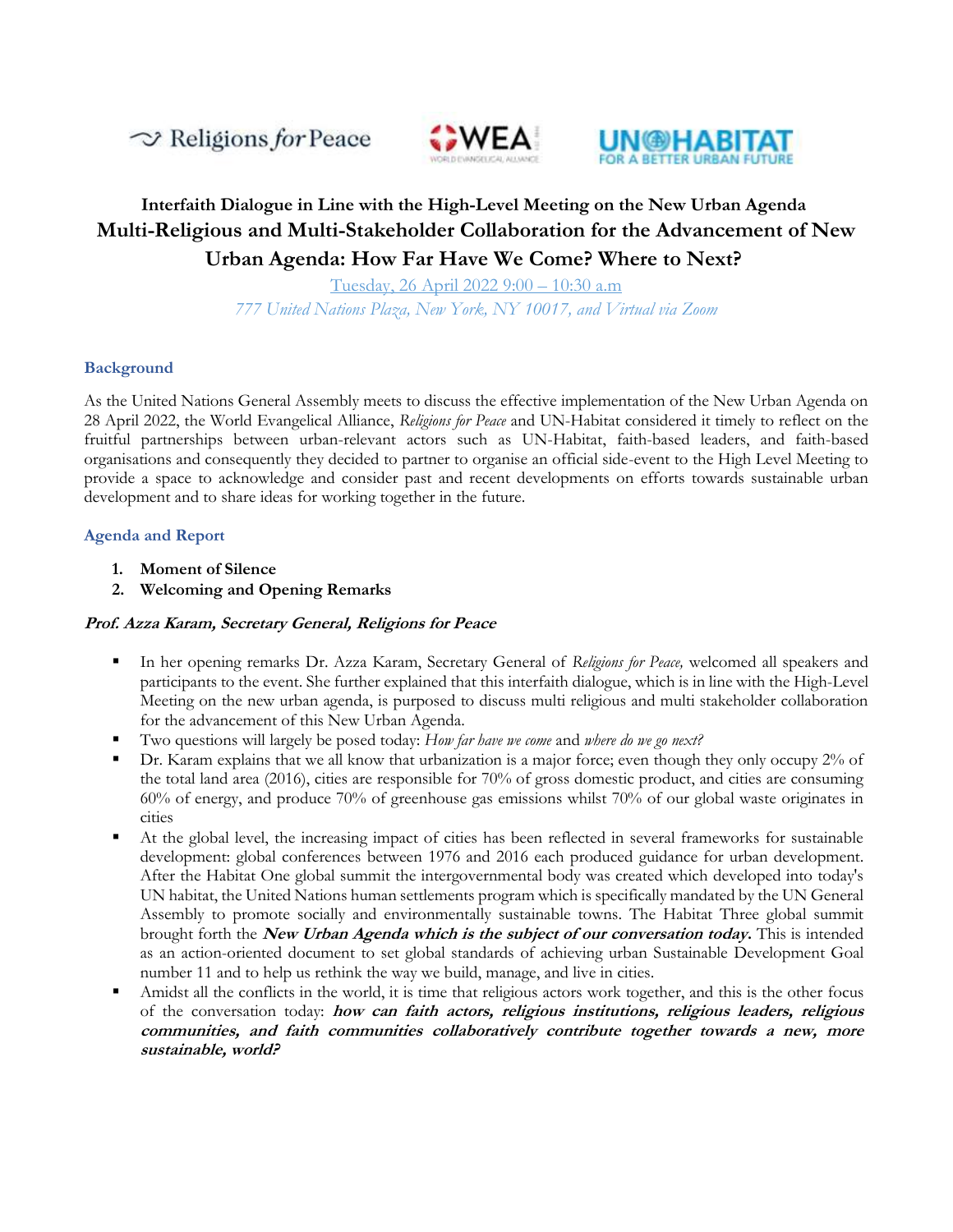Religions *for* Peace | WEA WORLD EVANGELICAL ALLIANCE | UN-HABITAT FOR A BETTER URBAN FUTURE

## Interfaith Dialogue in Line with the High-Level Meeting on the New Urban Agenda

# Multi-Religious and Multi-Stakeholder Collaboration for the Advancement of New Urban Agenda: How Far Have We Come? Where to Next?

Tuesday, 26 April 2022 9:00 – 10:30 a.m

*777 United Nations Plaza, New York, NY 10017, and Virtual via Zoom*

### Background

As the United Nations General Assembly meets to discuss the effective implementation of the New Urban Agenda on 28 April 2022, the World Evangelical Alliance, *Religions for Peace* and UN-Habitat considered it timely to reflect on the fruitful partnerships between urban-relevant actors such as UN-Habitat, faith-based leaders, and faith-based organisations and consequently they decided to partner to organise an official side-event to the High Level Meeting to provide a space to acknowledge and consider past and recent developments on efforts towards sustainable urban development and to share ideas for working together in the future.

### Agenda and Report

1. **Moment of Silence**
2. **Welcoming and Opening Remarks**

***Prof. Azza Karam, Secretary General, Religions for Peace***

- In her opening remarks Dr. Azza Karam, Secretary General of *Religions for Peace,* welcomed all speakers and participants to the event. She further explained that this interfaith dialogue, which is in line with the High-Level Meeting on the new urban agenda, is purposed to discuss multi religious and multi stakeholder collaboration for the advancement of this New Urban Agenda.
- Two questions will largely be posed today: *How far have we come* and *where do we go next?*
- Dr. Karam explains that we all know that urbanization is a major force; even though they only occupy 2% of the total land area (2016), cities are responsible for 70% of gross domestic product, and cities are consuming 60% of energy, and produce 70% of greenhouse gas emissions whilst 70% of our global waste originates in cities
- At the global level, the increasing impact of cities has been reflected in several frameworks for sustainable development: global conferences between 1976 and 2016 each produced guidance for urban development. After the Habitat One global summit the intergovernmental body was created which developed into today's UN habitat, the United Nations human settlements program which is specifically mandated by the UN General Assembly to promote socially and environmentally sustainable towns. The Habitat Three global summit brought forth the ***New Urban Agenda which is the subject of our conversation today.*** This is intended as an action-oriented document to set global standards of achieving urban Sustainable Development Goal number 11 and to help us rethink the way we build, manage, and live in cities.
- Amidst all the conflicts in the world, it is time that religious actors work together, and this is the other focus of the conversation today: ***how can faith actors, religious institutions, religious leaders, religious communities, and faith communities collaboratively contribute together towards a new, more sustainable, world?***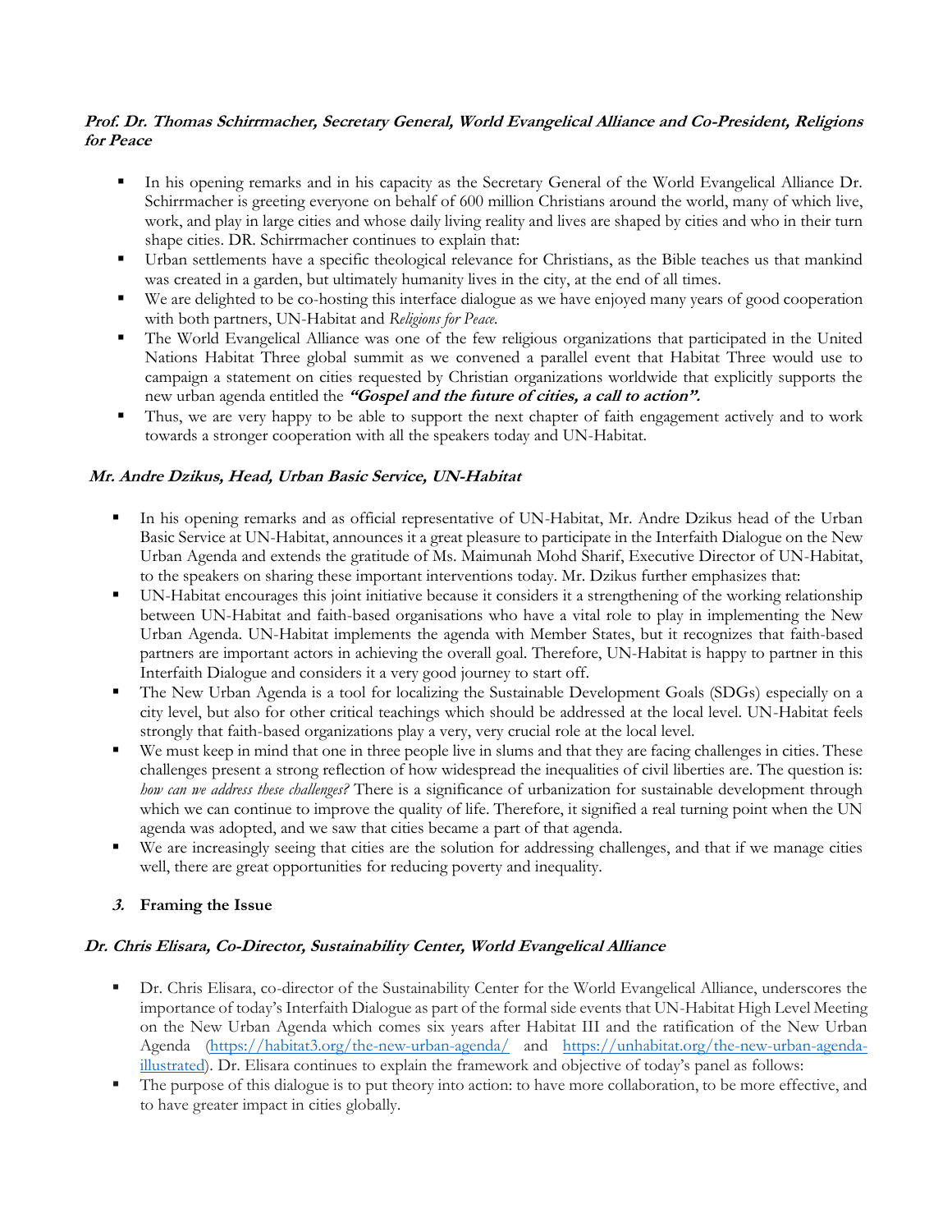***Prof. Dr. Thomas Schirrmacher, Secretary General, World Evangelical Alliance and Co-President, Religions for Peace***

- In his opening remarks and in his capacity as the Secretary General of the World Evangelical Alliance Dr. Schirrmacher is greeting everyone on behalf of 600 million Christians around the world, many of which live, work, and play in large cities and whose daily living reality and lives are shaped by cities and who in their turn shape cities. DR. Schirrmacher continues to explain that:
- Urban settlements have a specific theological relevance for Christians, as the Bible teaches us that mankind was created in a garden, but ultimately humanity lives in the city, at the end of all times.
- We are delighted to be co-hosting this interface dialogue as we have enjoyed many years of good cooperation with both partners, UN-Habitat and *Religions for Peace.*
- The World Evangelical Alliance was one of the few religious organizations that participated in the United Nations Habitat Three global summit as we convened a parallel event that Habitat Three would use to campaign a statement on cities requested by Christian organizations worldwide that explicitly supports the new urban agenda entitled the ***"Gospel and the future of cities, a call to action".***
- Thus, we are very happy to be able to support the next chapter of faith engagement actively and to work towards a stronger cooperation with all the speakers today and UN-Habitat.

***Mr. Andre Dzikus, Head, Urban Basic Service, UN-Habitat***

- In his opening remarks and as official representative of UN-Habitat, Mr. Andre Dzikus head of the Urban Basic Service at UN-Habitat, announces it a great pleasure to participate in the Interfaith Dialogue on the New Urban Agenda and extends the gratitude of Ms. Maimunah Mohd Sharif, Executive Director of UN-Habitat, to the speakers on sharing these important interventions today. Mr. Dzikus further emphasizes that:
- UN-Habitat encourages this joint initiative because it considers it a strengthening of the working relationship between UN-Habitat and faith-based organisations who have a vital role to play in implementing the New Urban Agenda. UN-Habitat implements the agenda with Member States, but it recognizes that faith-based partners are important actors in achieving the overall goal. Therefore, UN-Habitat is happy to partner in this Interfaith Dialogue and considers it a very good journey to start off.
- The New Urban Agenda is a tool for localizing the Sustainable Development Goals (SDGs) especially on a city level, but also for other critical teachings which should be addressed at the local level. UN-Habitat feels strongly that faith-based organizations play a very, very crucial role at the local level.
- We must keep in mind that one in three people live in slums and that they are facing challenges in cities. These challenges present a strong reflection of how widespread the inequalities of civil liberties are. The question is: *how can we address these challenges?* There is a significance of urbanization for sustainable development through which we can continue to improve the quality of life. Therefore, it signified a real turning point when the UN agenda was adopted, and we saw that cities became a part of that agenda.
- We are increasingly seeing that cities are the solution for addressing challenges, and that if we manage cities well, there are great opportunities for reducing poverty and inequality.

## ***3.*** **Framing the Issue**

***Dr. Chris Elisara, Co-Director, Sustainability Center, World Evangelical Alliance***

- Dr. Chris Elisara, co-director of the Sustainability Center for the World Evangelical Alliance, underscores the importance of today's Interfaith Dialogue as part of the formal side events that UN-Habitat High Level Meeting on the New Urban Agenda which comes six years after Habitat III and the ratification of the New Urban Agenda ([https://habitat3.org/the-new-urban-agenda/](https://habitat3.org/the-new-urban-agenda/) and [https://unhabitat.org/the-new-urban-agenda-illustrated](https://unhabitat.org/the-new-urban-agenda-illustrated)). Dr. Elisara continues to explain the framework and objective of today's panel as follows:
- The purpose of this dialogue is to put theory into action: to have more collaboration, to be more effective, and to have greater impact in cities globally.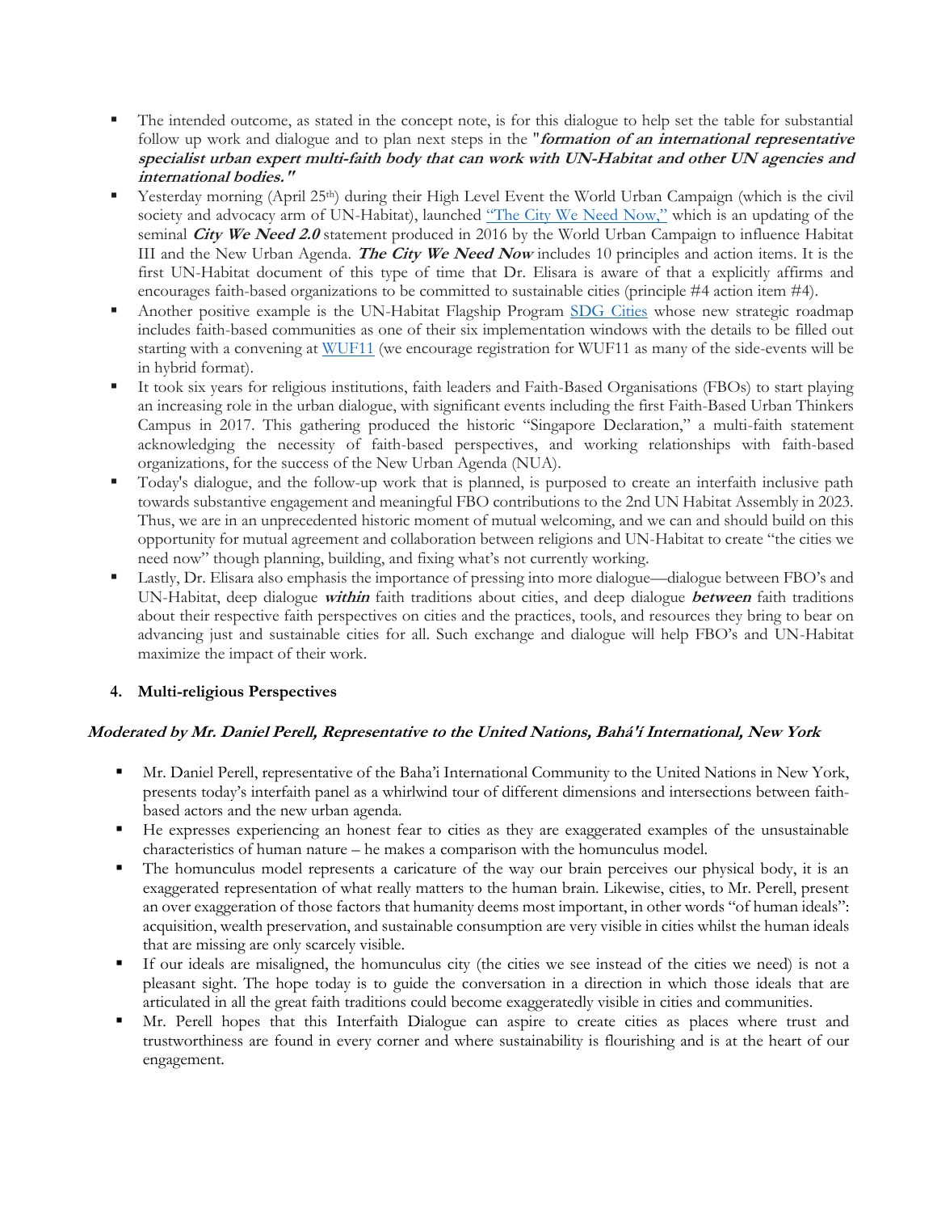- The intended outcome, as stated in the concept note, is for this dialogue to help set the table for substantial follow up work and dialogue and to plan next steps in the "***formation of an international representative specialist urban expert multi-faith body that can work with UN-Habitat and other UN agencies and international bodies."***
- Yesterday morning (April 25th) during their High Level Event the World Urban Campaign (which is the civil society and advocacy arm of UN-Habitat), launched "The City We Need Now," which is an updating of the seminal ***City We Need 2.0*** statement produced in 2016 by the World Urban Campaign to influence Habitat III and the New Urban Agenda. ***The City We Need Now*** includes 10 principles and action items. It is the first UN-Habitat document of this type of time that Dr. Elisara is aware of that a explicitly affirms and encourages faith-based organizations to be committed to sustainable cities (principle #4 action item #4).
- Another positive example is the UN-Habitat Flagship Program SDG Cities whose new strategic roadmap includes faith-based communities as one of their six implementation windows with the details to be filled out starting with a convening at WUF11 (we encourage registration for WUF11 as many of the side-events will be in hybrid format).
- It took six years for religious institutions, faith leaders and Faith-Based Organisations (FBOs) to start playing an increasing role in the urban dialogue, with significant events including the first Faith-Based Urban Thinkers Campus in 2017. This gathering produced the historic "Singapore Declaration," a multi-faith statement acknowledging the necessity of faith-based perspectives, and working relationships with faith-based organizations, for the success of the New Urban Agenda (NUA).
- Today's dialogue, and the follow-up work that is planned, is purposed to create an interfaith inclusive path towards substantive engagement and meaningful FBO contributions to the 2nd UN Habitat Assembly in 2023. Thus, we are in an unprecedented historic moment of mutual welcoming, and we can and should build on this opportunity for mutual agreement and collaboration between religions and UN-Habitat to create "the cities we need now" though planning, building, and fixing what's not currently working.
- Lastly, Dr. Elisara also emphasis the importance of pressing into more dialogue—dialogue between FBO's and UN-Habitat, deep dialogue ***within*** faith traditions about cities, and deep dialogue ***between*** faith traditions about their respective faith perspectives on cities and the practices, tools, and resources they bring to bear on advancing just and sustainable cities for all. Such exchange and dialogue will help FBO's and UN-Habitat maximize the impact of their work.

## 4. Multi-religious Perspectives

***Moderated by Mr. Daniel Perell, Representative to the United Nations, Bahá'í International, New York***

- Mr. Daniel Perell, representative of the Baha'i International Community to the United Nations in New York, presents today's interfaith panel as a whirlwind tour of different dimensions and intersections between faith-based actors and the new urban agenda.
- He expresses experiencing an honest fear to cities as they are exaggerated examples of the unsustainable characteristics of human nature – he makes a comparison with the homunculus model.
- The homunculus model represents a caricature of the way our brain perceives our physical body, it is an exaggerated representation of what really matters to the human brain. Likewise, cities, to Mr. Perell, present an over exaggeration of those factors that humanity deems most important, in other words "of human ideals": acquisition, wealth preservation, and sustainable consumption are very visible in cities whilst the human ideals that are missing are only scarcely visible.
- If our ideals are misaligned, the homunculus city (the cities we see instead of the cities we need) is not a pleasant sight. The hope today is to guide the conversation in a direction in which those ideals that are articulated in all the great faith traditions could become exaggeratedly visible in cities and communities.
- Mr. Perell hopes that this Interfaith Dialogue can aspire to create cities as places where trust and trustworthiness are found in every corner and where sustainability is flourishing and is at the heart of our engagement.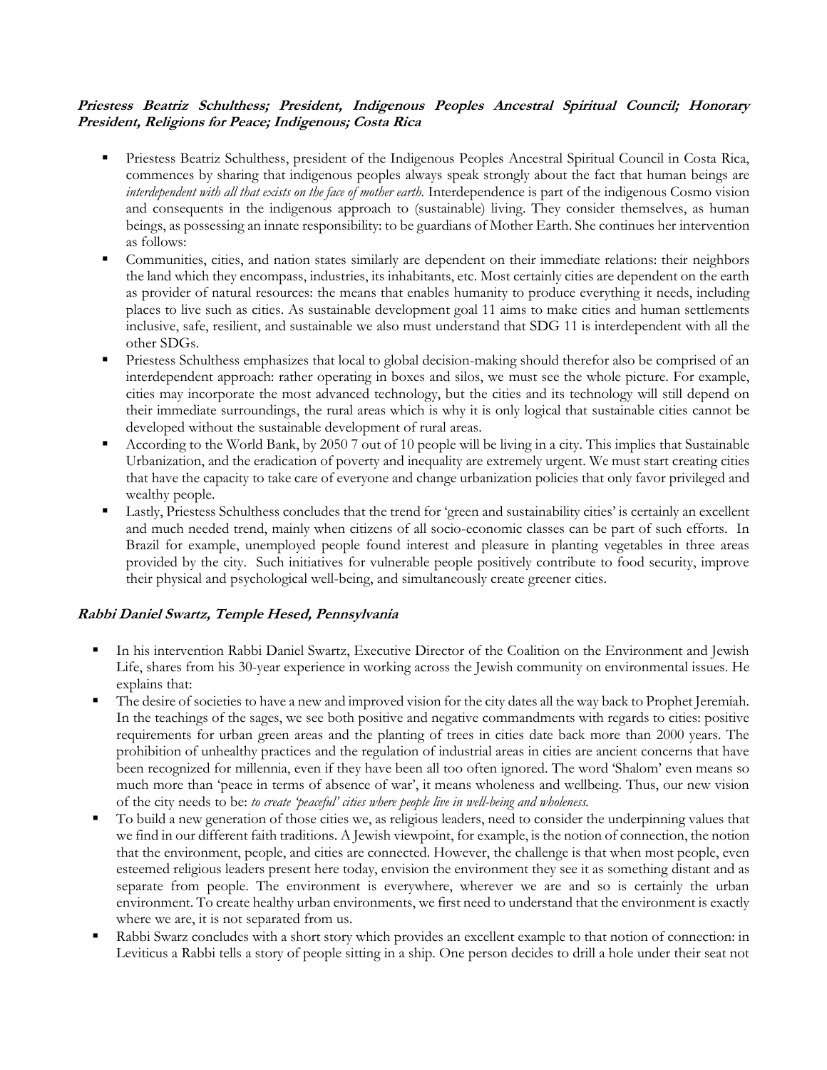***Priestess Beatriz Schulthess; President, Indigenous Peoples Ancestral Spiritual Council; Honorary President, Religions for Peace; Indigenous; Costa Rica***

- Priestess Beatriz Schulthess, president of the Indigenous Peoples Ancestral Spiritual Council in Costa Rica, commences by sharing that indigenous peoples always speak strongly about the fact that human beings are *interdependent with all that exists on the face of mother earth.* Interdependence is part of the indigenous Cosmo vision and consequents in the indigenous approach to (sustainable) living. They consider themselves, as human beings, as possessing an innate responsibility: to be guardians of Mother Earth. She continues her intervention as follows:
- Communities, cities, and nation states similarly are dependent on their immediate relations: their neighbors the land which they encompass, industries, its inhabitants, etc. Most certainly cities are dependent on the earth as provider of natural resources: the means that enables humanity to produce everything it needs, including places to live such as cities. As sustainable development goal 11 aims to make cities and human settlements inclusive, safe, resilient, and sustainable we also must understand that SDG 11 is interdependent with all the other SDGs.
- Priestess Schulthess emphasizes that local to global decision-making should therefor also be comprised of an interdependent approach: rather operating in boxes and silos, we must see the whole picture. For example, cities may incorporate the most advanced technology, but the cities and its technology will still depend on their immediate surroundings, the rural areas which is why it is only logical that sustainable cities cannot be developed without the sustainable development of rural areas.
- According to the World Bank, by 2050 7 out of 10 people will be living in a city. This implies that Sustainable Urbanization, and the eradication of poverty and inequality are extremely urgent. We must start creating cities that have the capacity to take care of everyone and change urbanization policies that only favor privileged and wealthy people.
- Lastly, Priestess Schulthess concludes that the trend for 'green and sustainability cities' is certainly an excellent and much needed trend, mainly when citizens of all socio-economic classes can be part of such efforts. In Brazil for example, unemployed people found interest and pleasure in planting vegetables in three areas provided by the city. Such initiatives for vulnerable people positively contribute to food security, improve their physical and psychological well-being, and simultaneously create greener cities.

***Rabbi Daniel Swartz, Temple Hesed, Pennsylvania***

- In his intervention Rabbi Daniel Swartz, Executive Director of the Coalition on the Environment and Jewish Life, shares from his 30-year experience in working across the Jewish community on environmental issues. He explains that:
- The desire of societies to have a new and improved vision for the city dates all the way back to Prophet Jeremiah. In the teachings of the sages, we see both positive and negative commandments with regards to cities: positive requirements for urban green areas and the planting of trees in cities date back more than 2000 years. The prohibition of unhealthy practices and the regulation of industrial areas in cities are ancient concerns that have been recognized for millennia, even if they have been all too often ignored. The word 'Shalom' even means so much more than 'peace in terms of absence of war', it means wholeness and wellbeing. Thus, our new vision of the city needs to be: *to create 'peaceful' cities where people live in well-being and wholeness.*
- To build a new generation of those cities we, as religious leaders, need to consider the underpinning values that we find in our different faith traditions. A Jewish viewpoint, for example, is the notion of connection, the notion that the environment, people, and cities are connected. However, the challenge is that when most people, even esteemed religious leaders present here today, envision the environment they see it as something distant and as separate from people. The environment is everywhere, wherever we are and so is certainly the urban environment. To create healthy urban environments, we first need to understand that the environment is exactly where we are, it is not separated from us.
- Rabbi Swarz concludes with a short story which provides an excellent example to that notion of connection: in Leviticus a Rabbi tells a story of people sitting in a ship. One person decides to drill a hole under their seat not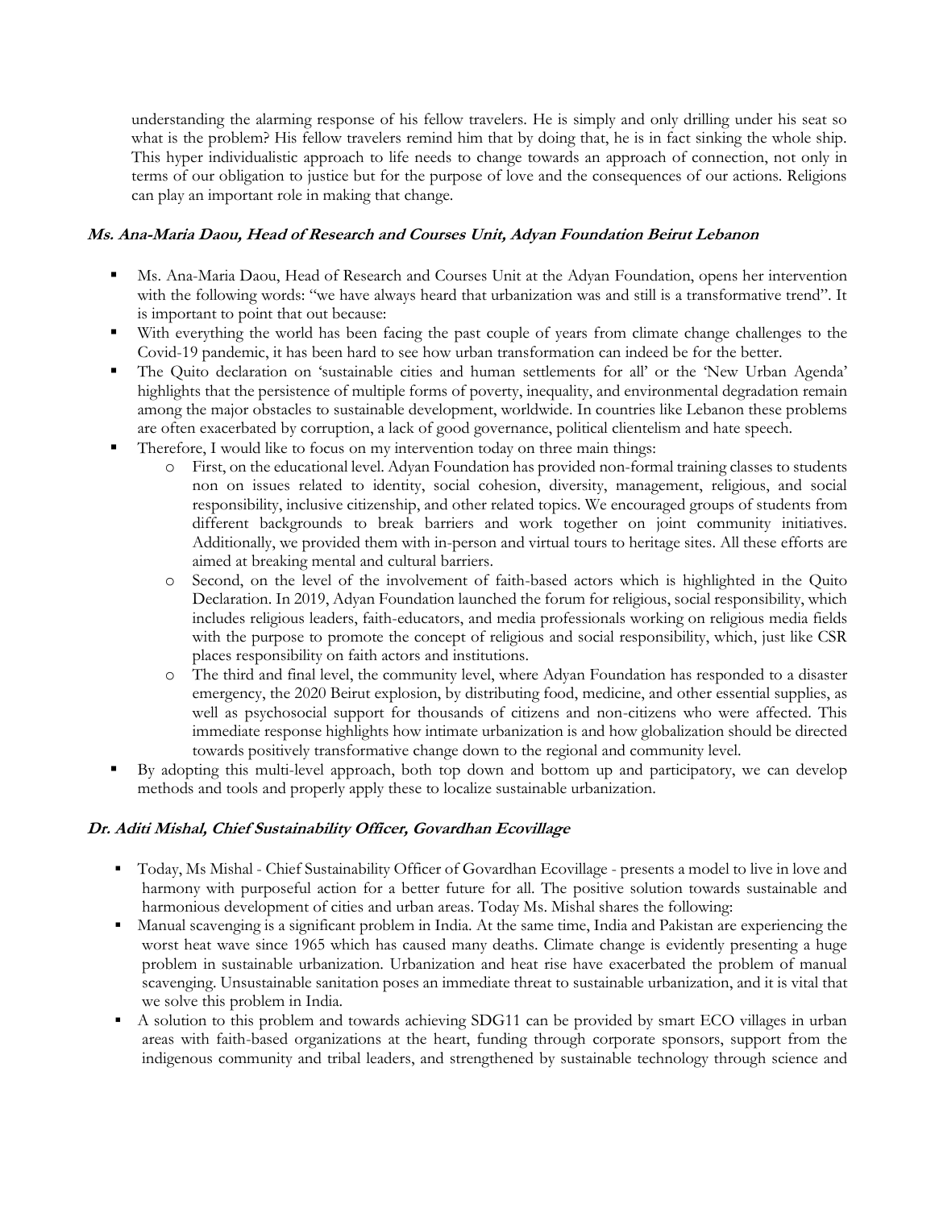understanding the alarming response of his fellow travelers. He is simply and only drilling under his seat so what is the problem? His fellow travelers remind him that by doing that, he is in fact sinking the whole ship. This hyper individualistic approach to life needs to change towards an approach of connection, not only in terms of our obligation to justice but for the purpose of love and the consequences of our actions. Religions can play an important role in making that change.

***Ms. Ana-Maria Daou, Head of Research and Courses Unit, Adyan Foundation Beirut Lebanon***

- Ms. Ana-Maria Daou, Head of Research and Courses Unit at the Adyan Foundation, opens her intervention with the following words: "we have always heard that urbanization was and still is a transformative trend". It is important to point that out because:
- With everything the world has been facing the past couple of years from climate change challenges to the Covid-19 pandemic, it has been hard to see how urban transformation can indeed be for the better.
- The Quito declaration on 'sustainable cities and human settlements for all' or the 'New Urban Agenda' highlights that the persistence of multiple forms of poverty, inequality, and environmental degradation remain among the major obstacles to sustainable development, worldwide. In countries like Lebanon these problems are often exacerbated by corruption, a lack of good governance, political clientelism and hate speech.
- Therefore, I would like to focus on my intervention today on three main things:
    - First, on the educational level. Adyan Foundation has provided non-formal training classes to students non on issues related to identity, social cohesion, diversity, management, religious, and social responsibility, inclusive citizenship, and other related topics. We encouraged groups of students from different backgrounds to break barriers and work together on joint community initiatives. Additionally, we provided them with in-person and virtual tours to heritage sites. All these efforts are aimed at breaking mental and cultural barriers.
    - Second, on the level of the involvement of faith-based actors which is highlighted in the Quito Declaration. In 2019, Adyan Foundation launched the forum for religious, social responsibility, which includes religious leaders, faith-educators, and media professionals working on religious media fields with the purpose to promote the concept of religious and social responsibility, which, just like CSR places responsibility on faith actors and institutions.
    - The third and final level, the community level, where Adyan Foundation has responded to a disaster emergency, the 2020 Beirut explosion, by distributing food, medicine, and other essential supplies, as well as psychosocial support for thousands of citizens and non-citizens who were affected. This immediate response highlights how intimate urbanization is and how globalization should be directed towards positively transformative change down to the regional and community level.
- By adopting this multi-level approach, both top down and bottom up and participatory, we can develop methods and tools and properly apply these to localize sustainable urbanization.

***Dr. Aditi Mishal, Chief Sustainability Officer, Govardhan Ecovillage***

- Today, Ms Mishal - Chief Sustainability Officer of Govardhan Ecovillage - presents a model to live in love and harmony with purposeful action for a better future for all. The positive solution towards sustainable and harmonious development of cities and urban areas. Today Ms. Mishal shares the following:
- Manual scavenging is a significant problem in India. At the same time, India and Pakistan are experiencing the worst heat wave since 1965 which has caused many deaths. Climate change is evidently presenting a huge problem in sustainable urbanization. Urbanization and heat rise have exacerbated the problem of manual scavenging. Unsustainable sanitation poses an immediate threat to sustainable urbanization, and it is vital that we solve this problem in India.
- A solution to this problem and towards achieving SDG11 can be provided by smart ECO villages in urban areas with faith-based organizations at the heart, funding through corporate sponsors, support from the indigenous community and tribal leaders, and strengthened by sustainable technology through science and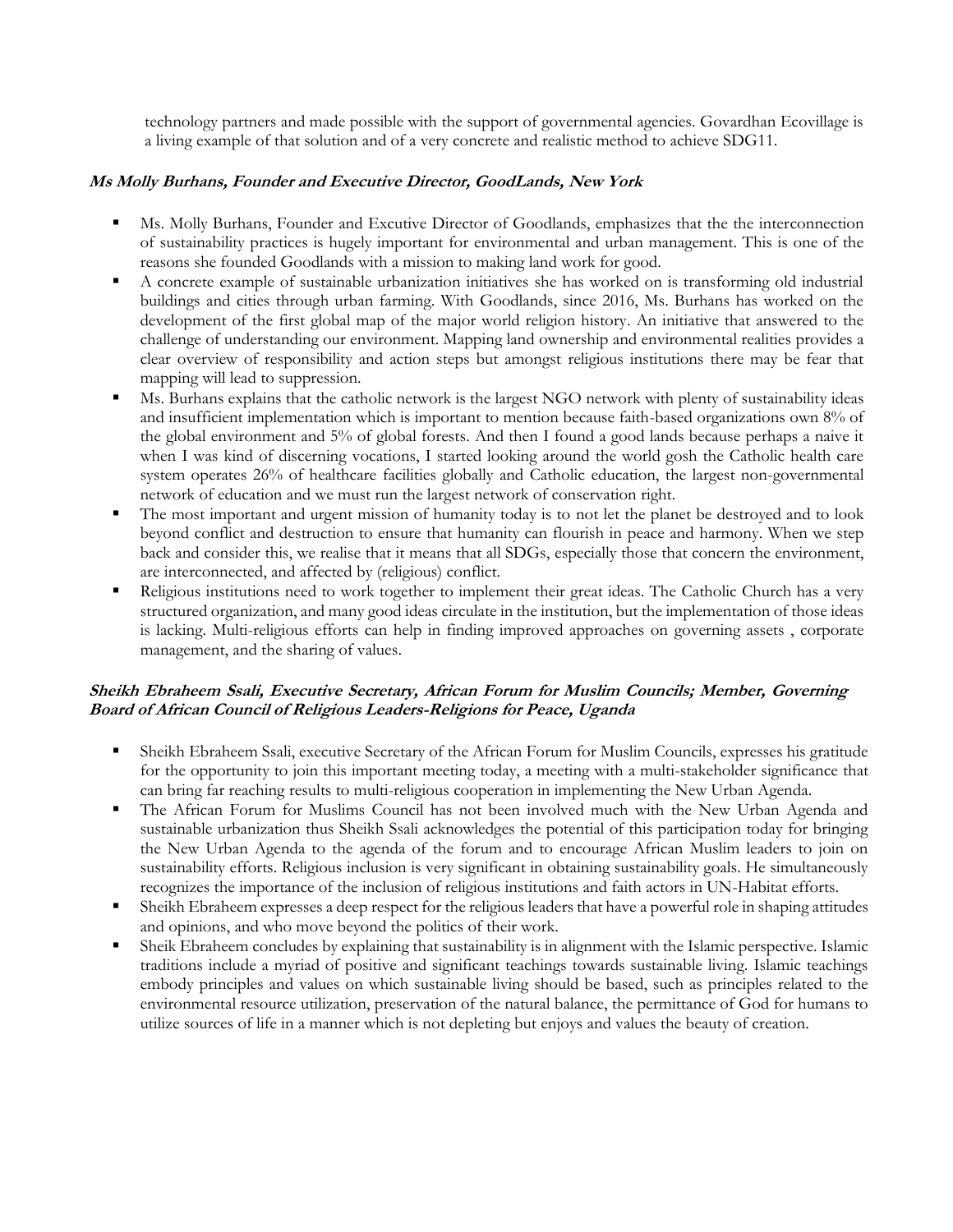technology partners and made possible with the support of governmental agencies. Govardhan Ecovillage is a living example of that solution and of a very concrete and realistic method to achieve SDG11.

#### ***Ms Molly Burhans, Founder and Executive Director, GoodLands, New York***

- Ms. Molly Burhans, Founder and Excutive Director of Goodlands, emphasizes that the the interconnection of sustainability practices is hugely important for environmental and urban management. This is one of the reasons she founded Goodlands with a mission to making land work for good.
- A concrete example of sustainable urbanization initiatives she has worked on is transforming old industrial buildings and cities through urban farming. With Goodlands, since 2016, Ms. Burhans has worked on the development of the first global map of the major world religion history. An initiative that answered to the challenge of understanding our environment. Mapping land ownership and environmental realities provides a clear overview of responsibility and action steps but amongst religious institutions there may be fear that mapping will lead to suppression.
- Ms. Burhans explains that the catholic network is the largest NGO network with plenty of sustainability ideas and insufficient implementation which is important to mention because faith-based organizations own 8% of the global environment and 5% of global forests. And then I found a good lands because perhaps a naive it when I was kind of discerning vocations, I started looking around the world gosh the Catholic health care system operates 26% of healthcare facilities globally and Catholic education, the largest non-governmental network of education and we must run the largest network of conservation right.
- The most important and urgent mission of humanity today is to not let the planet be destroyed and to look beyond conflict and destruction to ensure that humanity can flourish in peace and harmony. When we step back and consider this, we realise that it means that all SDGs, especially those that concern the environment, are interconnected, and affected by (religious) conflict.
- Religious institutions need to work together to implement their great ideas. The Catholic Church has a very structured organization, and many good ideas circulate in the institution, but the implementation of those ideas is lacking. Multi-religious efforts can help in finding improved approaches on governing assets , corporate management, and the sharing of values.

#### ***Sheikh Ebraheem Ssali, Executive Secretary, African Forum for Muslim Councils; Member, Governing Board of African Council of Religious Leaders-Religions for Peace, Uganda***

- Sheikh Ebraheem Ssali, executive Secretary of the African Forum for Muslim Councils, expresses his gratitude for the opportunity to join this important meeting today, a meeting with a multi-stakeholder significance that can bring far reaching results to multi-religious cooperation in implementing the New Urban Agenda.
- The African Forum for Muslims Council has not been involved much with the New Urban Agenda and sustainable urbanization thus Sheikh Ssali acknowledges the potential of this participation today for bringing the New Urban Agenda to the agenda of the forum and to encourage African Muslim leaders to join on sustainability efforts. Religious inclusion is very significant in obtaining sustainability goals. He simultaneously recognizes the importance of the inclusion of religious institutions and faith actors in UN-Habitat efforts.
- Sheikh Ebraheem expresses a deep respect for the religious leaders that have a powerful role in shaping attitudes and opinions, and who move beyond the politics of their work.
- Sheik Ebraheem concludes by explaining that sustainability is in alignment with the Islamic perspective. Islamic traditions include a myriad of positive and significant teachings towards sustainable living. Islamic teachings embody principles and values on which sustainable living should be based, such as principles related to the environmental resource utilization, preservation of the natural balance, the permittance of God for humans to utilize sources of life in a manner which is not depleting but enjoys and values the beauty of creation.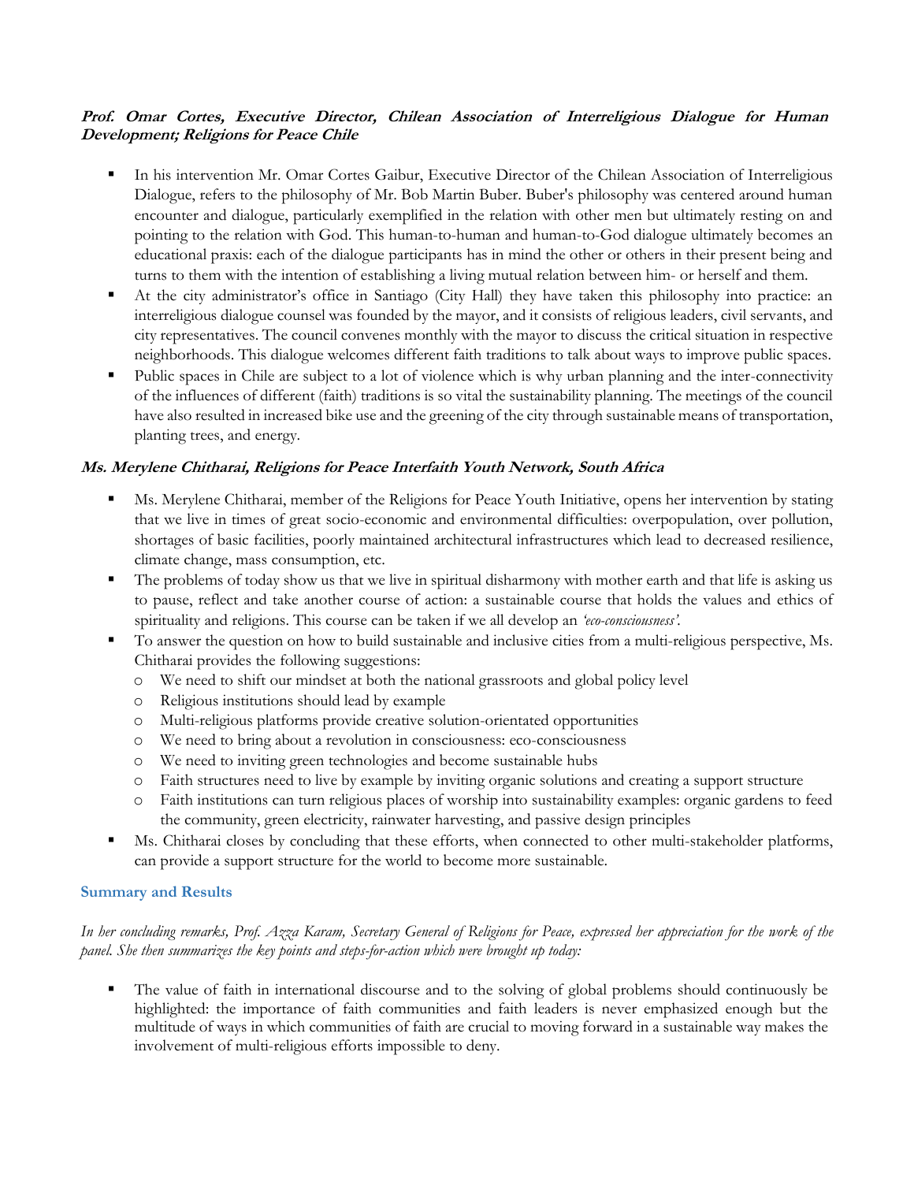**Prof. Omar Cortes, Executive Director, Chilean Association of Interreligious Dialogue for Human Development; Religions for Peace Chile**

- In his intervention Mr. Omar Cortes Gaibur, Executive Director of the Chilean Association of Interreligious Dialogue, refers to the philosophy of Mr. Bob Martin Buber. Buber's philosophy was centered around human encounter and dialogue, particularly exemplified in the relation with other men but ultimately resting on and pointing to the relation with God. This human-to-human and human-to-God dialogue ultimately becomes an educational praxis: each of the dialogue participants has in mind the other or others in their present being and turns to them with the intention of establishing a living mutual relation between him- or herself and them.
- At the city administrator's office in Santiago (City Hall) they have taken this philosophy into practice: an interreligious dialogue counsel was founded by the mayor, and it consists of religious leaders, civil servants, and city representatives. The council convenes monthly with the mayor to discuss the critical situation in respective neighborhoods. This dialogue welcomes different faith traditions to talk about ways to improve public spaces.
- Public spaces in Chile are subject to a lot of violence which is why urban planning and the inter-connectivity of the influences of different (faith) traditions is so vital the sustainability planning. The meetings of the council have also resulted in increased bike use and the greening of the city through sustainable means of transportation, planting trees, and energy.

**Ms. Merylene Chitharai, Religions for Peace Interfaith Youth Network, South Africa**

- Ms. Merylene Chitharai, member of the Religions for Peace Youth Initiative, opens her intervention by stating that we live in times of great socio-economic and environmental difficulties: overpopulation, over pollution, shortages of basic facilities, poorly maintained architectural infrastructures which lead to decreased resilience, climate change, mass consumption, etc.
- The problems of today show us that we live in spiritual disharmony with mother earth and that life is asking us to pause, reflect and take another course of action: a sustainable course that holds the values and ethics of spirituality and religions. This course can be taken if we all develop an *'eco-consciousness'*.
- To answer the question on how to build sustainable and inclusive cities from a multi-religious perspective, Ms. Chitharai provides the following suggestions:
  - We need to shift our mindset at both the national grassroots and global policy level
  - Religious institutions should lead by example
  - Multi-religious platforms provide creative solution-orientated opportunities
  - We need to bring about a revolution in consciousness: eco-consciousness
  - We need to inviting green technologies and become sustainable hubs
  - Faith structures need to live by example by inviting organic solutions and creating a support structure
  - Faith institutions can turn religious places of worship into sustainability examples: organic gardens to feed the community, green electricity, rainwater harvesting, and passive design principles
- Ms. Chitharai closes by concluding that these efforts, when connected to other multi-stakeholder platforms, can provide a support structure for the world to become more sustainable.

## Summary and Results

*In her concluding remarks, Prof. Azza Karam, Secretary General of Religions for Peace, expressed her appreciation for the work of the panel. She then summarizes the key points and steps-for-action which were brought up today:*

- The value of faith in international discourse and to the solving of global problems should continuously be highlighted: the importance of faith communities and faith leaders is never emphasized enough but the multitude of ways in which communities of faith are crucial to moving forward in a sustainable way makes the involvement of multi-religious efforts impossible to deny.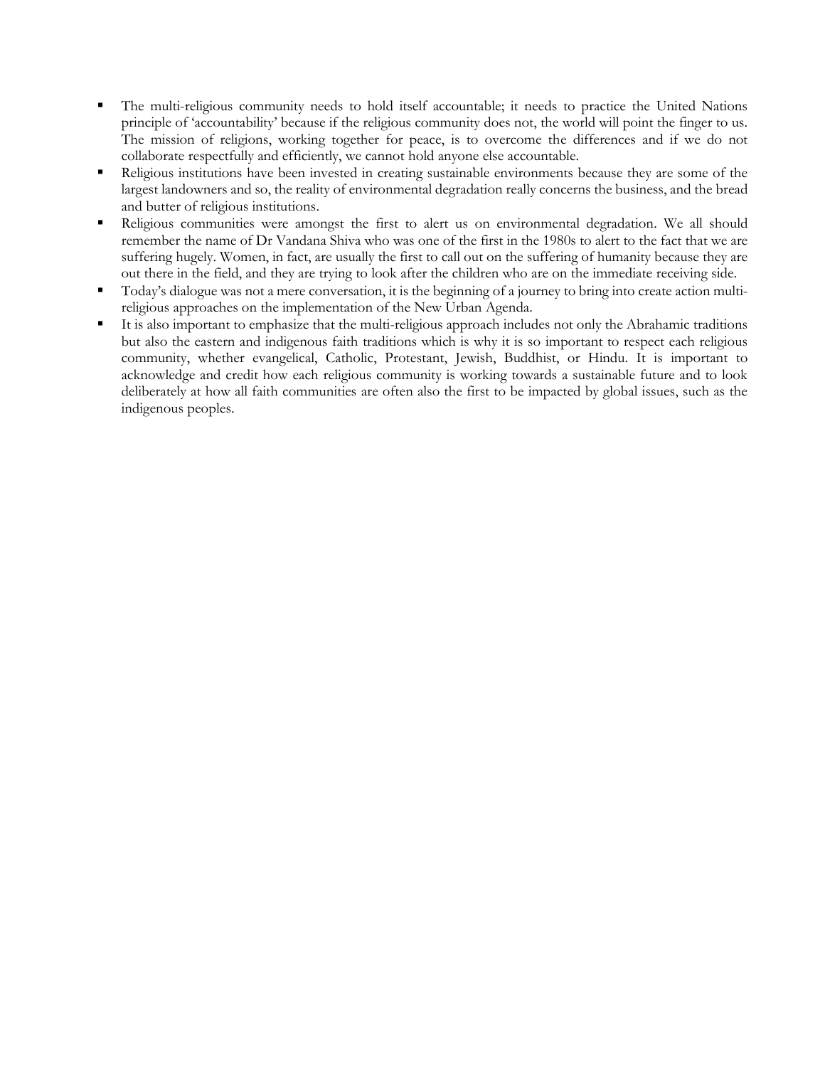- The multi-religious community needs to hold itself accountable; it needs to practice the United Nations principle of 'accountability' because if the religious community does not, the world will point the finger to us. The mission of religions, working together for peace, is to overcome the differences and if we do not collaborate respectfully and efficiently, we cannot hold anyone else accountable.
- Religious institutions have been invested in creating sustainable environments because they are some of the largest landowners and so, the reality of environmental degradation really concerns the business, and the bread and butter of religious institutions.
- Religious communities were amongst the first to alert us on environmental degradation. We all should remember the name of Dr Vandana Shiva who was one of the first in the 1980s to alert to the fact that we are suffering hugely. Women, in fact, are usually the first to call out on the suffering of humanity because they are out there in the field, and they are trying to look after the children who are on the immediate receiving side.
- Today's dialogue was not a mere conversation, it is the beginning of a journey to bring into create action multi-religious approaches on the implementation of the New Urban Agenda.
- It is also important to emphasize that the multi-religious approach includes not only the Abrahamic traditions but also the eastern and indigenous faith traditions which is why it is so important to respect each religious community, whether evangelical, Catholic, Protestant, Jewish, Buddhist, or Hindu. It is important to acknowledge and credit how each religious community is working towards a sustainable future and to look deliberately at how all faith communities are often also the first to be impacted by global issues, such as the indigenous peoples.